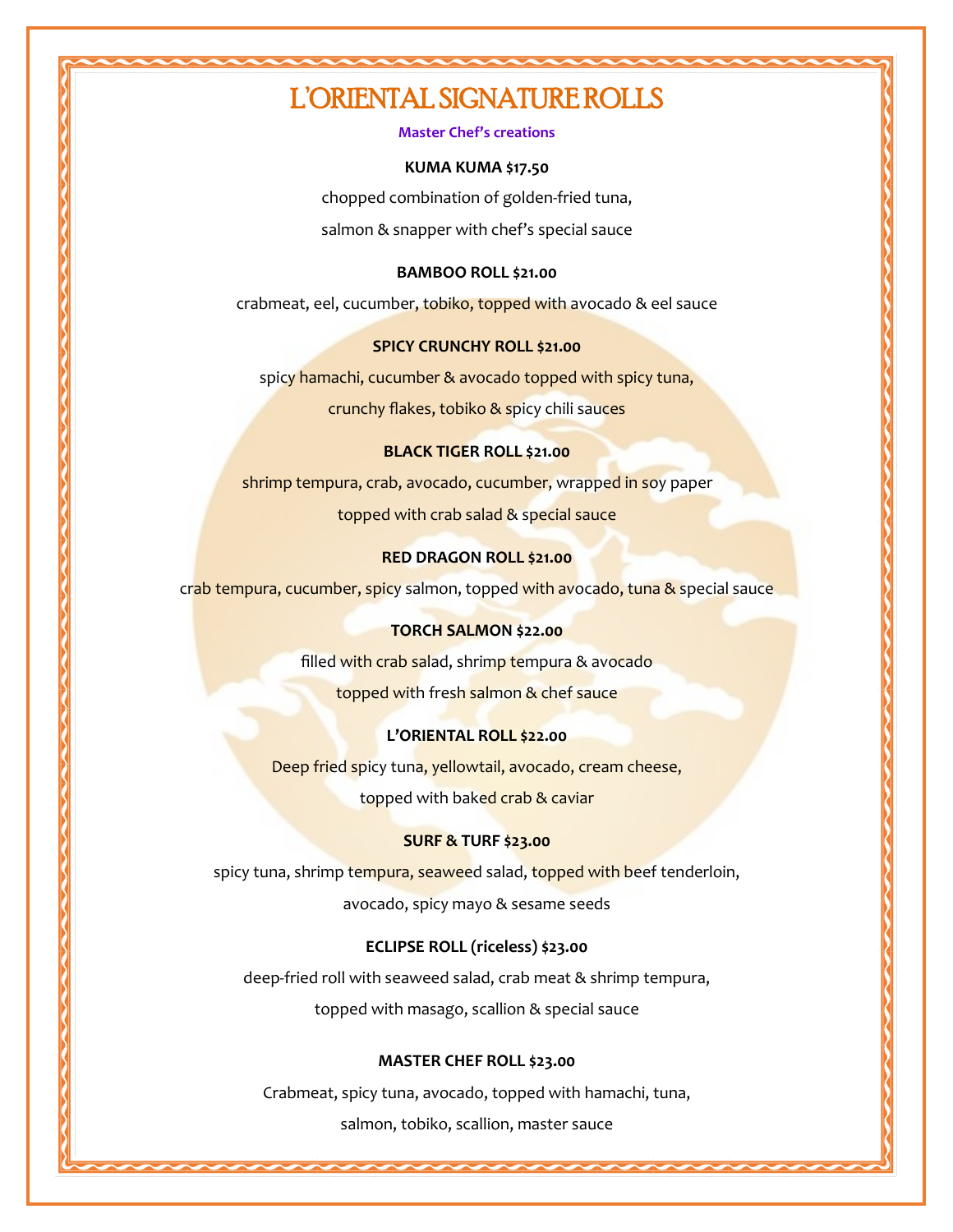# L'ORIENTAL SIGNATURE ROLLS

**Master Chef's creations**

**KUMA KUMA $17.50**

chopped combination of golden-fried tuna,
salmon & snapper with chef's special sauce

**BAMBOO ROLL $21.00**

crabmeat, eel, cucumber, tobiko, topped with avocado & eel sauce

**SPICY CRUNCHY ROLL $21.00**

spicy hamachi, cucumber & avocado topped with spicy tuna,
crunchy flakes, tobiko & spicy chili sauces

**BLACK TIGER ROLL $21.00**

shrimp tempura, crab, avocado, cucumber, wrapped in soy paper
topped with crab salad & special sauce

**RED DRAGON ROLL $21.00**

crab tempura, cucumber, spicy salmon, topped with avocado, tuna & special sauce

**TORCH SALMON $22.00**

filled with crab salad, shrimp tempura & avocado
topped with fresh salmon & chef sauce

**L'ORIENTAL ROLL $22.00**

Deep fried spicy tuna, yellowtail, avocado, cream cheese,
topped with baked crab & caviar

**SURF & TURF $23.00**

spicy tuna, shrimp tempura, seaweed salad, topped with beef tenderloin,
avocado, spicy mayo & sesame seeds

**ECLIPSE ROLL (riceless) $23.00**

deep-fried roll with seaweed salad, crab meat & shrimp tempura,
topped with masago, scallion & special sauce

**MASTER CHEF ROLL $23.00**

Crabmeat, spicy tuna, avocado, topped with hamachi, tuna,
salmon, tobiko, scallion, master sauce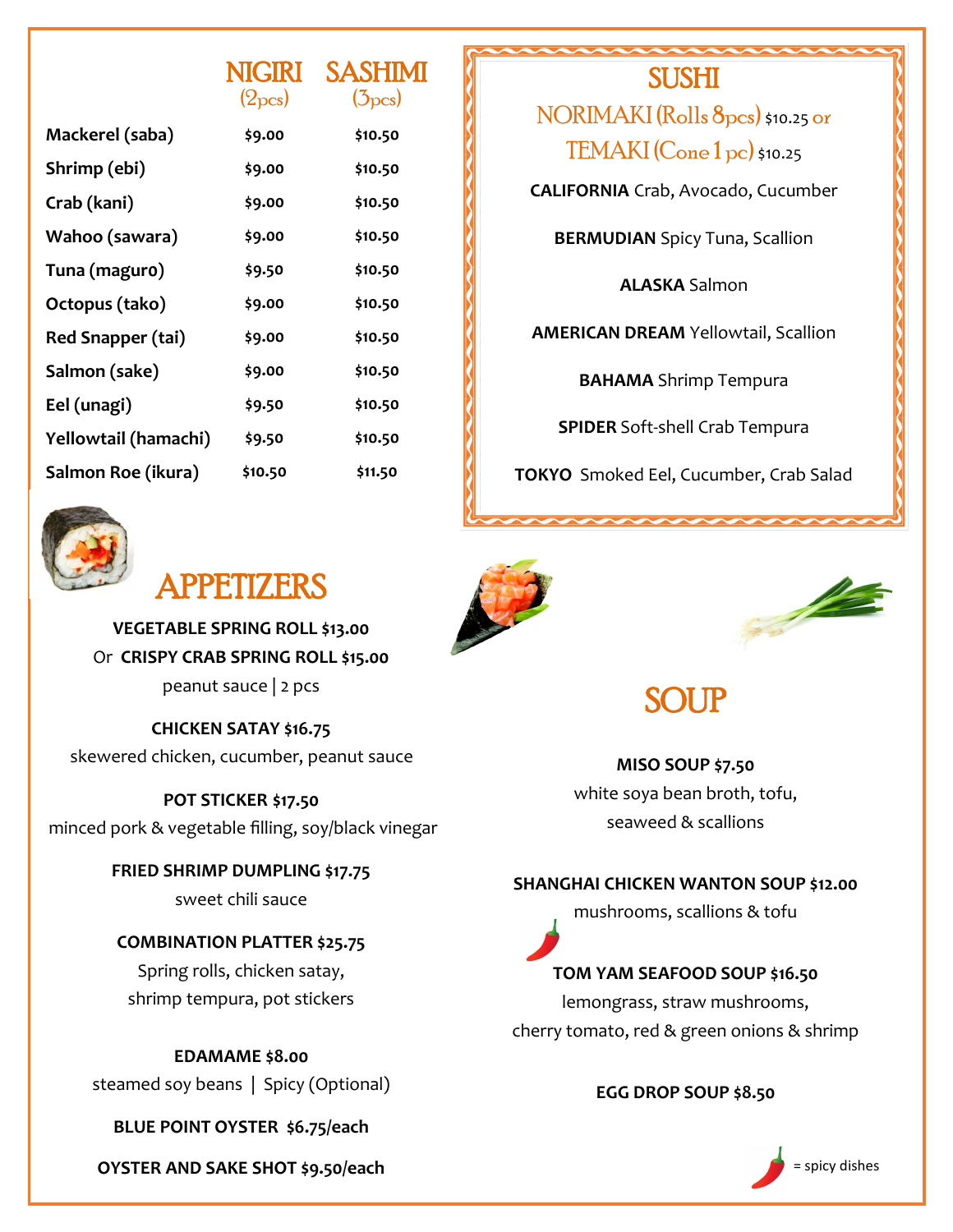| | NIGIRI (2pcs) | SASHIMI (3pcs) |
|---|---|---|
| Mackerel (saba) | $9.00 | $10.50 |
| Shrimp (ebi) | $9.00 | $10.50 |
| Crab (kani) | $9.00 | $10.50 |
| Wahoo (sawara) | $9.00 | $10.50 |
| Tuna (maguro) | $9.50 | $10.50 |
| Octopus (tako) | $9.00 | $10.50 |
| Red Snapper (tai) | $9.00 | $10.50 |
| Salmon (sake) | $9.00 | $10.50 |
| Eel (unagi) | $9.50 | $10.50 |
| Yellowtail (hamachi) | $9.50 | $10.50 |
| Salmon Roe (ikura) | $10.50 | $11.50 |

## SUSHI

NORIMAKI (Rolls 8pcs) $10.25 or
TEMAKI (Cone 1 pc) $10.25

**CALIFORNIA** Crab, Avocado, Cucumber

**BERMUDIAN** Spicy Tuna, Scallion

**ALASKA** Salmon

**AMERICAN DREAM** Yellowtail, Scallion

**BAHAMA** Shrimp Tempura

**SPIDER** Soft-shell Crab Tempura

**TOKYO** Smoked Eel, Cucumber, Crab Salad

## APPETIZERS

**VEGETABLE SPRING ROLL $13.00**
Or **CRISPY CRAB SPRING ROLL $15.00**
peanut sauce | 2 pcs

**CHICKEN SATAY $16.75**
skewered chicken, cucumber, peanut sauce

**POT STICKER $17.50**
minced pork & vegetable filling, soy/black vinegar

**FRIED SHRIMP DUMPLING $17.75**
sweet chili sauce

**COMBINATION PLATTER $25.75**
Spring rolls, chicken satay,
shrimp tempura, pot stickers

**EDAMAME $8.00**
steamed soy beans | Spicy (Optional)

**BLUE POINT OYSTER $6.75/each**

**OYSTER AND SAKE SHOT $9.50/each**

## SOUP

**MISO SOUP $7.50**
white soya bean broth, tofu,
seaweed & scallions

**SHANGHAI CHICKEN WANTON SOUP $12.00**
mushrooms, scallions & tofu

**TOM YAM SEAFOOD SOUP $16.50** (spicy)
lemongrass, straw mushrooms,
cherry tomato, red & green onions & shrimp

**EGG DROP SOUP $8.50**

= spicy dishes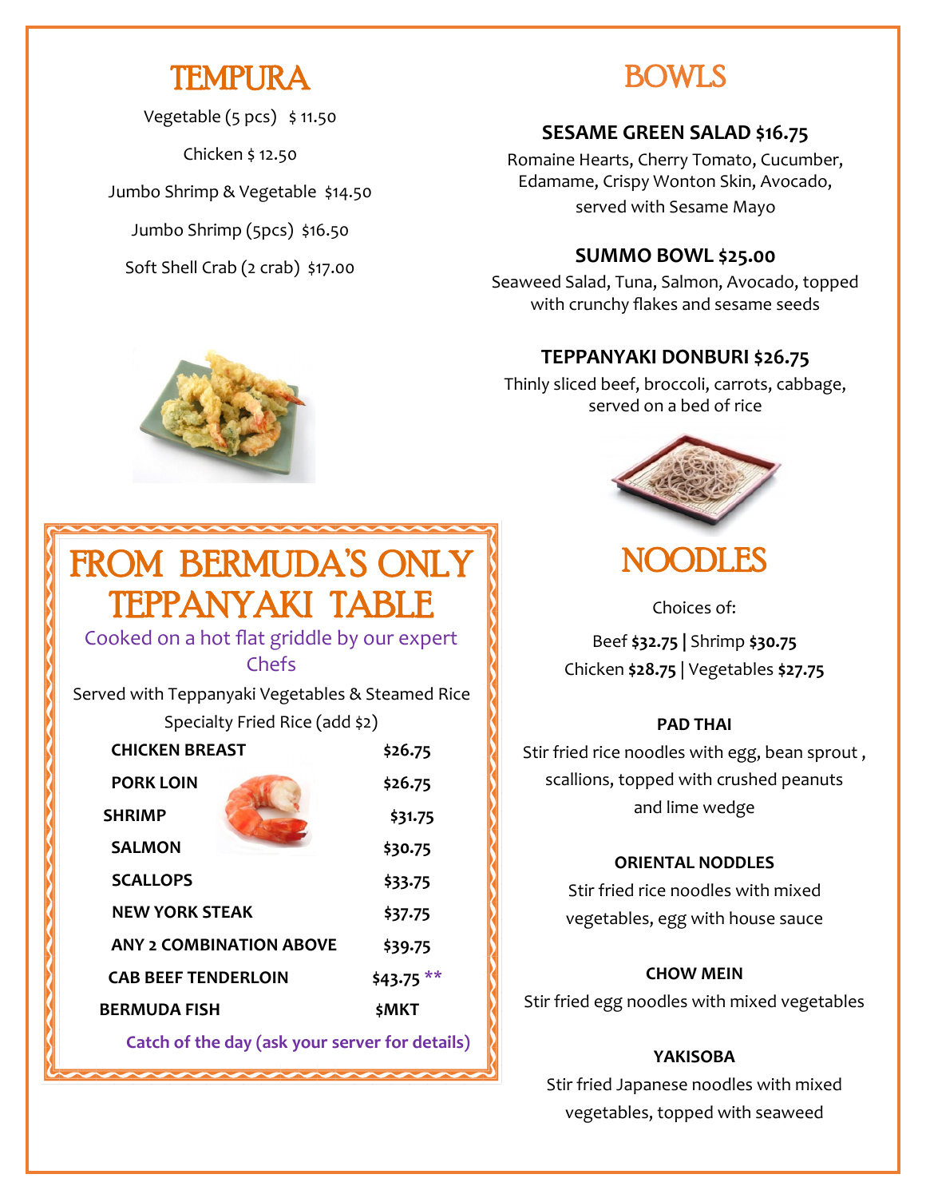## TEMPURA

Vegetable (5 pcs) $ 11.50

Chicken $ 12.50

Jumbo Shrimp & Vegetable $14.50

Jumbo Shrimp (5pcs) $16.50

Soft Shell Crab (2 crab) $17.00

## FROM BERMUDA'S ONLY TEPPANYAKI TABLE

Cooked on a hot flat griddle by our expert Chefs

Served with Teppanyaki Vegetables & Steamed Rice

Specialty Fried Rice (add $2)

| | |
|---|---|
| **CHICKEN BREAST** | **$26.75** |
| **PORK LOIN** | **$26.75** |
| **SHRIMP** | **$31.75** |
| **SALMON** | **$30.75** |
| **SCALLOPS** | **$33.75** |
| **NEW YORK STEAK** | **$37.75** |
| **ANY 2 COMBINATION ABOVE** | **$39.75** |
| **CAB BEEF TENDERLOIN** | **$43.75 \*\*** |
| **BERMUDA FISH** | **$MKT** |

**Catch of the day (ask your server for details)**

## BOWLS

### SESAME GREEN SALAD $16.75

Romaine Hearts, Cherry Tomato, Cucumber, Edamame, Crispy Wonton Skin, Avocado, served with Sesame Mayo

### SUMMO BOWL $25.00

Seaweed Salad, Tuna, Salmon, Avocado, topped with crunchy flakes and sesame seeds

### TEPPANYAKI DONBURI $26.75

Thinly sliced beef, broccoli, carrots, cabbage, served on a bed of rice

## NOODLES

Choices of:

Beef **$32.75** | Shrimp **$30.75**
Chicken **$28.75** | Vegetables **$27.75**

**PAD THAI**

Stir fried rice noodles with egg, bean sprout , scallions, topped with crushed peanuts and lime wedge

**ORIENTAL NODDLES**

Stir fried rice noodles with mixed vegetables, egg with house sauce

**CHOW MEIN**

Stir fried egg noodles with mixed vegetables

**YAKISOBA**

Stir fried Japanese noodles with mixed vegetables, topped with seaweed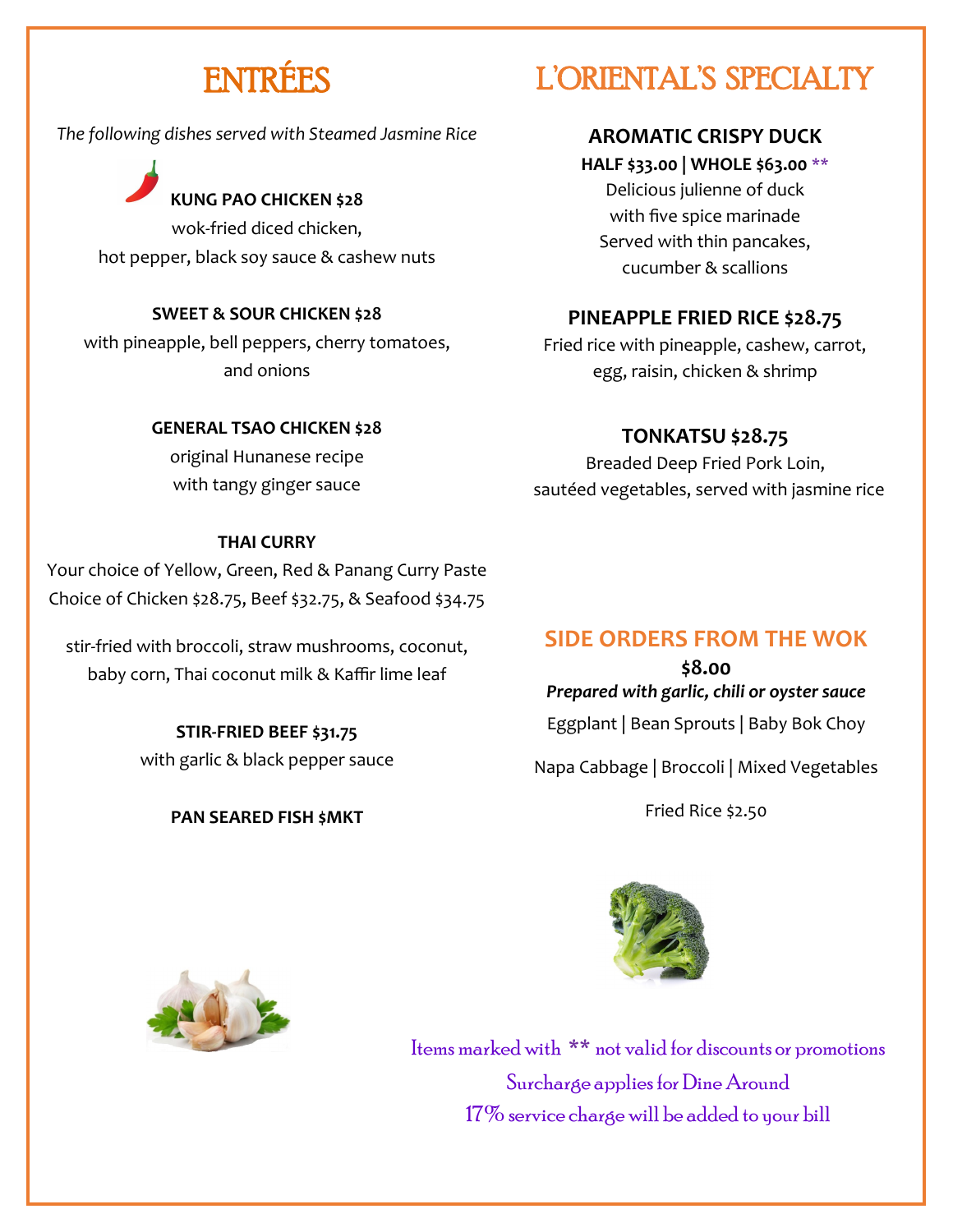# ENTRÉES

*The following dishes served with Steamed Jasmine Rice*

**KUNG PAO CHICKEN $28**
wok-fried diced chicken,
hot pepper, black soy sauce & cashew nuts

**SWEET & SOUR CHICKEN $28**
with pineapple, bell peppers, cherry tomatoes,
and onions

**GENERAL TSAO CHICKEN $28**
original Hunanese recipe
with tangy ginger sauce

**THAI CURRY**
Your choice of Yellow, Green, Red & Panang Curry Paste
Choice of Chicken $28.75, Beef $32.75, & Seafood $34.75

stir-fried with broccoli, straw mushrooms, coconut,
baby corn, Thai coconut milk & Kaffir lime leaf

**STIR-FRIED BEEF $31.75**
with garlic & black pepper sauce

**PAN SEARED FISH $MKT**

# L'ORIENTAL'S SPECIALTY

**AROMATIC CRISPY DUCK**
**HALF $33.00 | WHOLE $63.00** **
Delicious julienne of duck
with five spice marinade
Served with thin pancakes,
cucumber & scallions

**PINEAPPLE FRIED RICE $28.75**
Fried rice with pineapple, cashew, carrot,
egg, raisin, chicken & shrimp

**TONKATSU $28.75**
Breaded Deep Fried Pork Loin,
sautéed vegetables, served with jasmine rice

## SIDE ORDERS FROM THE WOK

**$8.00**
***Prepared with garlic, chili or oyster sauce***
Eggplant | Bean Sprouts | Baby Bok Choy

Napa Cabbage | Broccoli | Mixed Vegetables

Fried Rice $2.50

Items marked with ** not valid for discounts or promotions
Surcharge applies for Dine Around
17% service charge will be added to your bill